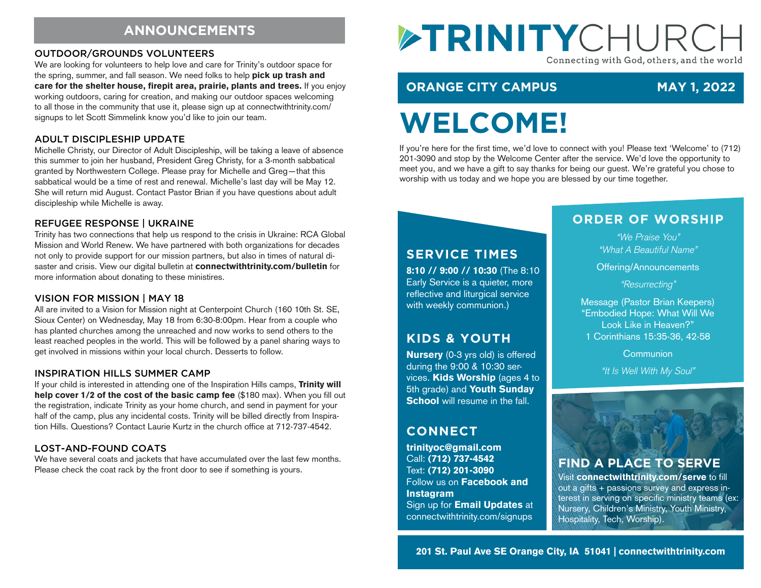## ANNOUNCEMENTS

### OUTDOOR/GROUNDS VOLUNTEERS

We are looking for volunteers to help love and care for Trinity's outdoor space for the spring, summer, and fall season. We need folks to help **pick up trash and care for the shelter house, firepit area, prairie, plants and trees.** If you enjoy working outdoors, caring for creation, and making our outdoor spaces welcoming to all those in the community that use it, please sign up at connectwithtrinity.com/signups to let Scott Simmelink know you'd like to join our team.

### ADULT DISCIPLESHIP UPDATE

Michelle Christy, our Director of Adult Discipleship, will be taking a leave of absence this summer to join her husband, President Greg Christy, for a 3-month sabbatical granted by Northwestern College. Please pray for Michelle and Greg—that this sabbatical would be a time of rest and renewal. Michelle's last day will be May 12. She will return mid August. Contact Pastor Brian if you have questions about adult discipleship while Michelle is away.

### REFUGEE RESPONSE | UKRAINE

Trinity has two connections that help us respond to the crisis in Ukraine: RCA Global Mission and World Renew. We have partnered with both organizations for decades not only to provide support for our mission partners, but also in times of natural disaster and crisis. View our digital bulletin at **connectwithtrinity.com/bulletin** for more information about donating to these ministires.

### VISION FOR MISSION | MAY 18

All are invited to a Vision for Mission night at Centerpoint Church (160 10th St. SE, Sioux Center) on Wednesday, May 18 from 6:30-8:00pm. Hear from a couple who has planted churches among the unreached and now works to send others to the least reached peoples in the world. This will be followed by a panel sharing ways to get involved in missions within your local church. Desserts to follow.

### INSPIRATION HILLS SUMMER CAMP

If your child is interested in attending one of the Inspiration Hills camps, **Trinity will help cover 1/2 of the cost of the basic camp fee** ($180 max). When you fill out the registration, indicate Trinity as your home church, and send in payment for your half of the camp, plus any incidental costs. Trinity will be billed directly from Inspiration Hills. Questions? Contact Laurie Kurtz in the church office at 712-737-4542.

### LOST-AND-FOUND COATS

We have several coats and jackets that have accumulated over the last few months. Please check the coat rack by the front door to see if something is yours.

# TRINITYCHURCH

Connecting with God, others, and the world

**ORANGE CITY CAMPUS** **MAY 1, 2022**

# WELCOME!

If you're here for the first time, we'd love to connect with you! Please text 'Welcome' to (712) 201-3090 and stop by the Welcome Center after the service. We'd love the opportunity to meet you, and we have a gift to say thanks for being our guest. We're grateful you chose to worship with us today and we hope you are blessed by our time together.

## SERVICE TIMES

**8:10 // 9:00 // 10:30** (The 8:10 Early Service is a quieter, more reflective and liturgical service with weekly communion.)

## KIDS & YOUTH

**Nursery** (0-3 yrs old) is offered during the 9:00 & 10:30 services. **Kids Worship** (ages 4 to 5th grade) and **Youth Sunday School** will resume in the fall.

## CONNECT

**trinityoc@gmail.com**
Call: **(712) 737-4542**
Text: **(712) 201-3090**
Follow us on **Facebook and Instagram**
Sign up for **Email Updates** at connectwithtrinity.com/signups

## ORDER OF WORSHIP

*"We Praise You"*
*"What A Beautiful Name"*

Offering/Announcements

*"Resurrecting"*

Message (Pastor Brian Keepers)
"Embodied Hope: What Will We Look Like in Heaven?"
1 Corinthians 15:35-36, 42-58

Communion

*"It Is Well With My Soul"*

## FIND A PLACE TO SERVE

Visit **connectwithtrinity.com/serve** to fill out a gifts + passions survey and express interest in serving on specific ministry teams (ex: Nursery, Children's Ministry, Youth Ministry, Hospitality, Tech, Worship).

**201 St. Paul Ave SE Orange City, IA 51041 | connectwithtrinity.com**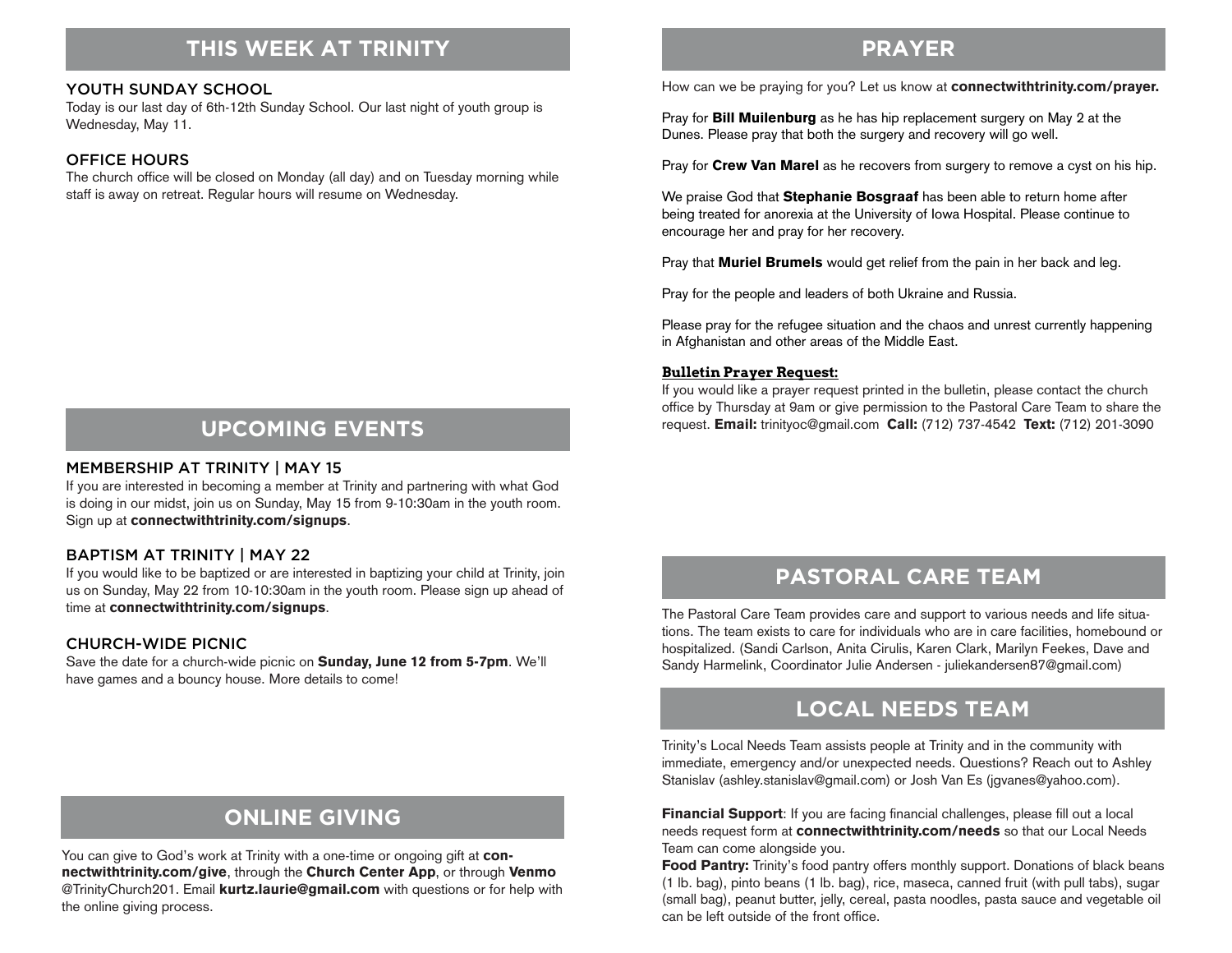## THIS WEEK AT TRINITY

### YOUTH SUNDAY SCHOOL

Today is our last day of 6th-12th Sunday School. Our last night of youth group is Wednesday, May 11.

### OFFICE HOURS

The church office will be closed on Monday (all day) and on Tuesday morning while staff is away on retreat. Regular hours will resume on Wednesday.

## UPCOMING EVENTS

### MEMBERSHIP AT TRINITY | MAY 15

If you are interested in becoming a member at Trinity and partnering with what God is doing in our midst, join us on Sunday, May 15 from 9-10:30am in the youth room. Sign up at **connectwithtrinity.com/signups**.

### BAPTISM AT TRINITY | MAY 22

If you would like to be baptized or are interested in baptizing your child at Trinity, join us on Sunday, May 22 from 10-10:30am in the youth room. Please sign up ahead of time at **connectwithtrinity.com/signups**.

### CHURCH-WIDE PICNIC

Save the date for a church-wide picnic on **Sunday, June 12 from 5-7pm**. We'll have games and a bouncy house. More details to come!

## ONLINE GIVING

You can give to God's work at Trinity with a one-time or ongoing gift at **connectwithtrinity.com/give**, through the **Church Center App**, or through **Venmo** @TrinityChurch201. Email **kurtz.laurie@gmail.com** with questions or for help with the online giving process.

## PRAYER

How can we be praying for you? Let us know at **connectwithtrinity.com/prayer.**

Pray for **Bill Muilenburg** as he has hip replacement surgery on May 2 at the Dunes. Please pray that both the surgery and recovery will go well.

Pray for **Crew Van Marel** as he recovers from surgery to remove a cyst on his hip.

We praise God that **Stephanie Bosgraaf** has been able to return home after being treated for anorexia at the University of Iowa Hospital. Please continue to encourage her and pray for her recovery.

Pray that **Muriel Brumels** would get relief from the pain in her back and leg.

Pray for the people and leaders of both Ukraine and Russia.

Please pray for the refugee situation and the chaos and unrest currently happening in Afghanistan and other areas of the Middle East.

**Bulletin Prayer Request:**

If you would like a prayer request printed in the bulletin, please contact the church office by Thursday at 9am or give permission to the Pastoral Care Team to share the request. **Email:** trinityoc@gmail.com **Call:** (712) 737-4542 **Text:** (712) 201-3090

## PASTORAL CARE TEAM

The Pastoral Care Team provides care and support to various needs and life situations. The team exists to care for individuals who are in care facilities, homebound or hospitalized. (Sandi Carlson, Anita Cirulis, Karen Clark, Marilyn Feekes, Dave and Sandy Harmelink, Coordinator Julie Andersen - juliekandersen87@gmail.com)

## LOCAL NEEDS TEAM

Trinity's Local Needs Team assists people at Trinity and in the community with immediate, emergency and/or unexpected needs. Questions? Reach out to Ashley Stanislav (ashley.stanislav@gmail.com) or Josh Van Es (jgvanes@yahoo.com).

**Financial Support**: If you are facing financial challenges, please fill out a local needs request form at **connectwithtrinity.com/needs** so that our Local Needs Team can come alongside you.

**Food Pantry:** Trinity's food pantry offers monthly support. Donations of black beans (1 lb. bag), pinto beans (1 lb. bag), rice, maseca, canned fruit (with pull tabs), sugar (small bag), peanut butter, jelly, cereal, pasta noodles, pasta sauce and vegetable oil can be left outside of the front office.